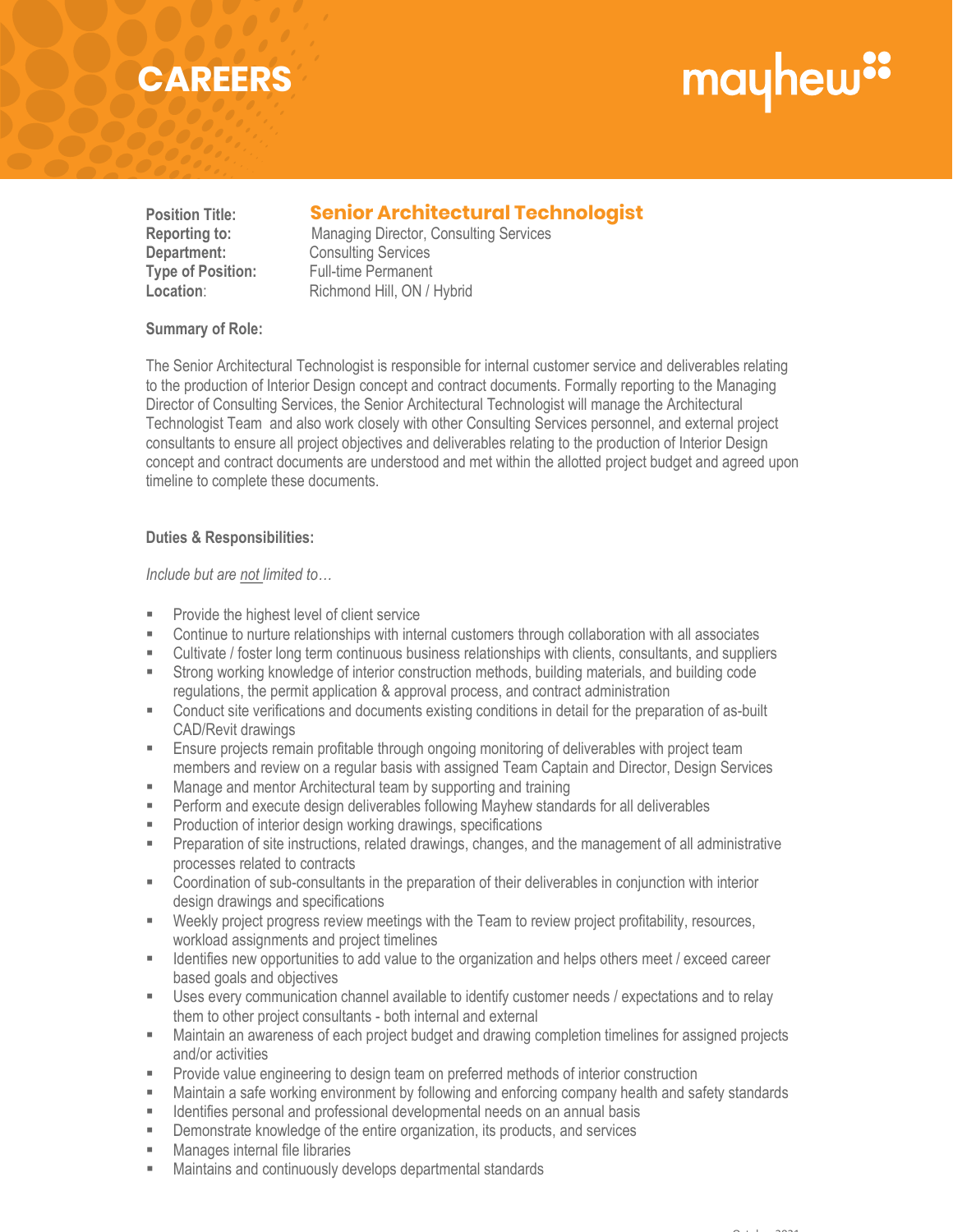# CAREERS

**Position Title:** **Senior Architectural Technologist**
**Reporting to:** Managing Director, Consulting Services
**Department:** Consulting Services
**Type of Position:** Full-time Permanent
**Location:** Richmond Hill, ON / Hybrid

**Summary of Role:**

The Senior Architectural Technologist is responsible for internal customer service and deliverables relating to the production of Interior Design concept and contract documents. Formally reporting to the Managing Director of Consulting Services, the Senior Architectural Technologist will manage the Architectural Technologist Team and also work closely with other Consulting Services personnel, and external project consultants to ensure all project objectives and deliverables relating to the production of Interior Design concept and contract documents are understood and met within the allotted project budget and agreed upon timeline to complete these documents.

**Duties & Responsibilities:**

*Include but are not limited to…*

- Provide the highest level of client service
- Continue to nurture relationships with internal customers through collaboration with all associates
- Cultivate / foster long term continuous business relationships with clients, consultants, and suppliers
- Strong working knowledge of interior construction methods, building materials, and building code regulations, the permit application & approval process, and contract administration
- Conduct site verifications and documents existing conditions in detail for the preparation of as-built CAD/Revit drawings
- Ensure projects remain profitable through ongoing monitoring of deliverables with project team members and review on a regular basis with assigned Team Captain and Director, Design Services
- Manage and mentor Architectural team by supporting and training
- Perform and execute design deliverables following Mayhew standards for all deliverables
- Production of interior design working drawings, specifications
- Preparation of site instructions, related drawings, changes, and the management of all administrative processes related to contracts
- Coordination of sub-consultants in the preparation of their deliverables in conjunction with interior design drawings and specifications
- Weekly project progress review meetings with the Team to review project profitability, resources, workload assignments and project timelines
- Identifies new opportunities to add value to the organization and helps others meet / exceed career based goals and objectives
- Uses every communication channel available to identify customer needs / expectations and to relay them to other project consultants - both internal and external
- Maintain an awareness of each project budget and drawing completion timelines for assigned projects and/or activities
- Provide value engineering to design team on preferred methods of interior construction
- Maintain a safe working environment by following and enforcing company health and safety standards
- Identifies personal and professional developmental needs on an annual basis
- Demonstrate knowledge of the entire organization, its products, and services
- Manages internal file libraries
- Maintains and continuously develops departmental standards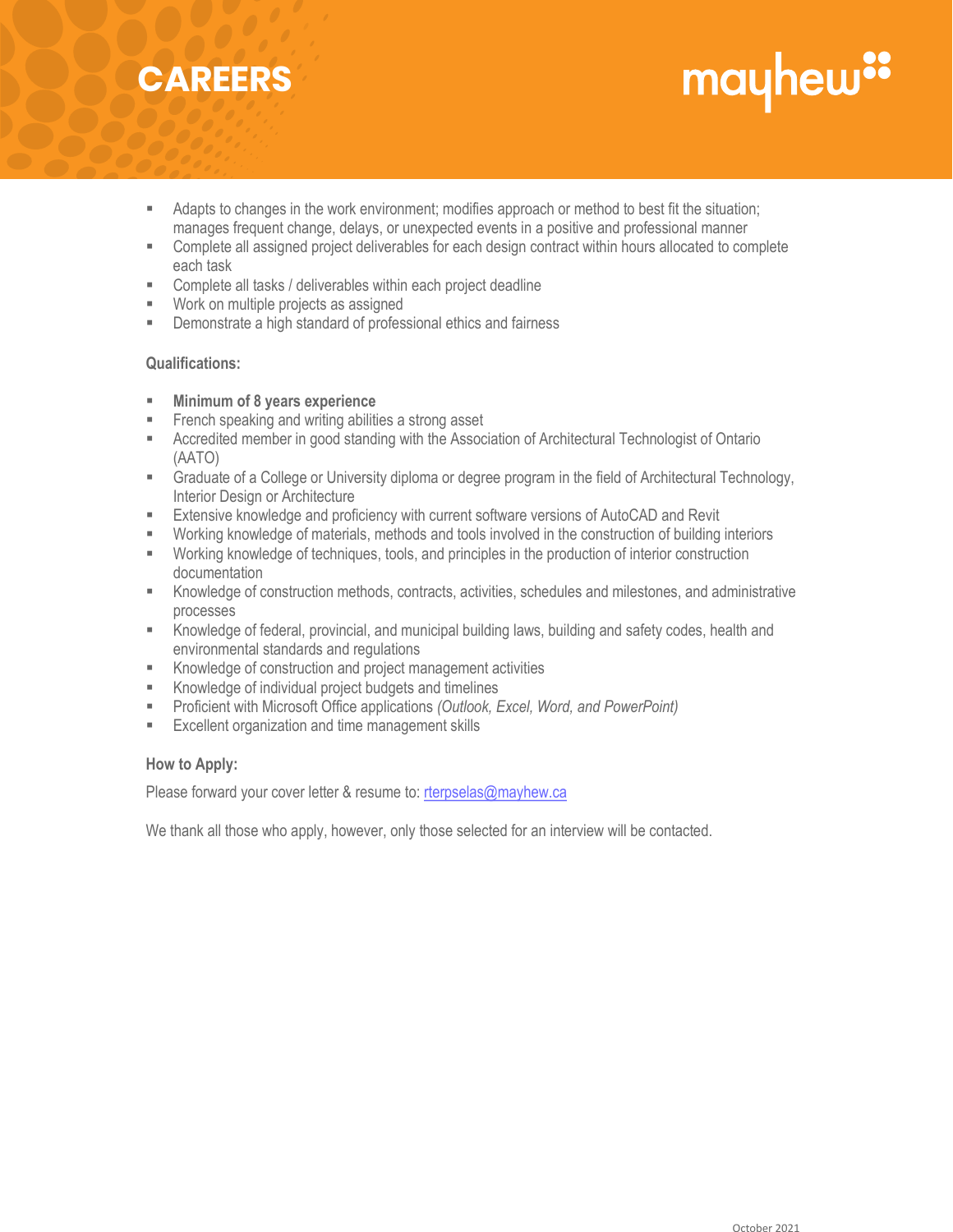- Adapts to changes in the work environment; modifies approach or method to best fit the situation; manages frequent change, delays, or unexpected events in a positive and professional manner
- Complete all assigned project deliverables for each design contract within hours allocated to complete each task
- Complete all tasks / deliverables within each project deadline
- Work on multiple projects as assigned
- Demonstrate a high standard of professional ethics and fairness

**Qualifications:**

- **Minimum of 8 years experience**
- French speaking and writing abilities a strong asset
- Accredited member in good standing with the Association of Architectural Technologist of Ontario (AATO)
- Graduate of a College or University diploma or degree program in the field of Architectural Technology, Interior Design or Architecture
- Extensive knowledge and proficiency with current software versions of AutoCAD and Revit
- Working knowledge of materials, methods and tools involved in the construction of building interiors
- Working knowledge of techniques, tools, and principles in the production of interior construction documentation
- Knowledge of construction methods, contracts, activities, schedules and milestones, and administrative processes
- Knowledge of federal, provincial, and municipal building laws, building and safety codes, health and environmental standards and regulations
- Knowledge of construction and project management activities
- Knowledge of individual project budgets and timelines
- Proficient with Microsoft Office applications *(Outlook, Excel, Word, and PowerPoint)*
- Excellent organization and time management skills

**How to Apply:**

Please forward your cover letter & resume to: rterpselas@mayhew.ca

We thank all those who apply, however, only those selected for an interview will be contacted.

October 2021